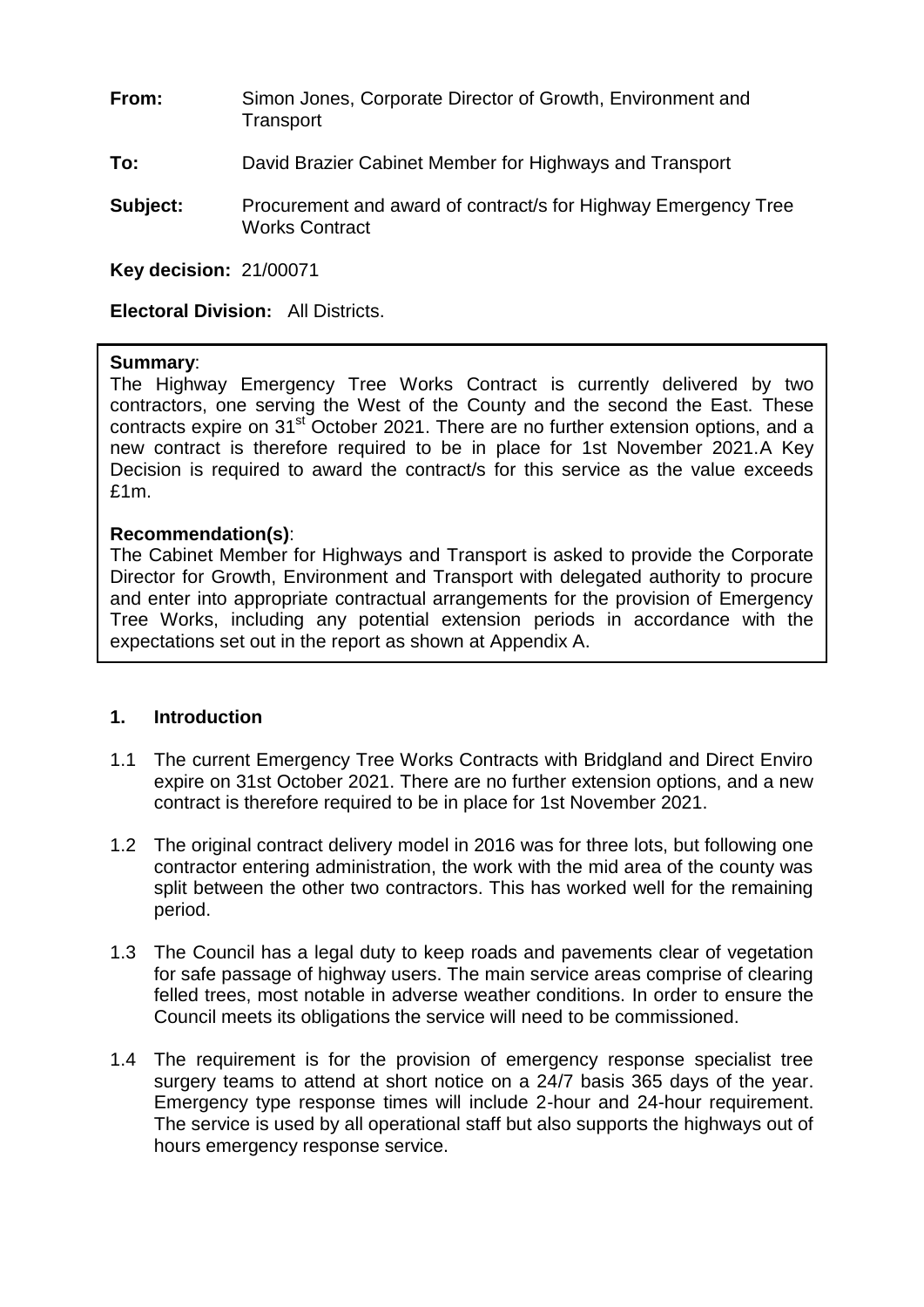**From:** Simon Jones, Corporate Director of Growth, Environment and Transport

**To:** David Brazier Cabinet Member for Highways and Transport

**Subject:** Procurement and award of contract/s for Highway Emergency Tree Works Contract

**Key decision:** 21/00071

**Electoral Division:** All Districts.

**Summary**:
The Highway Emergency Tree Works Contract is currently delivered by two contractors, one serving the West of the County and the second the East. These contracts expire on 31st October 2021. There are no further extension options, and a new contract is therefore required to be in place for 1st November 2021.A Key Decision is required to award the contract/s for this service as the value exceeds £1m.

**Recommendation(s)**:
The Cabinet Member for Highways and Transport is asked to provide the Corporate Director for Growth, Environment and Transport with delegated authority to procure and enter into appropriate contractual arrangements for the provision of Emergency Tree Works, including any potential extension periods in accordance with the expectations set out in the report as shown at Appendix A.

## 1. Introduction

1.1 The current Emergency Tree Works Contracts with Bridgland and Direct Enviro expire on 31st October 2021. There are no further extension options, and a new contract is therefore required to be in place for 1st November 2021.

1.2 The original contract delivery model in 2016 was for three lots, but following one contractor entering administration, the work with the mid area of the county was split between the other two contractors. This has worked well for the remaining period.

1.3 The Council has a legal duty to keep roads and pavements clear of vegetation for safe passage of highway users. The main service areas comprise of clearing felled trees, most notable in adverse weather conditions. In order to ensure the Council meets its obligations the service will need to be commissioned.

1.4 The requirement is for the provision of emergency response specialist tree surgery teams to attend at short notice on a 24/7 basis 365 days of the year. Emergency type response times will include 2-hour and 24-hour requirement. The service is used by all operational staff but also supports the highways out of hours emergency response service.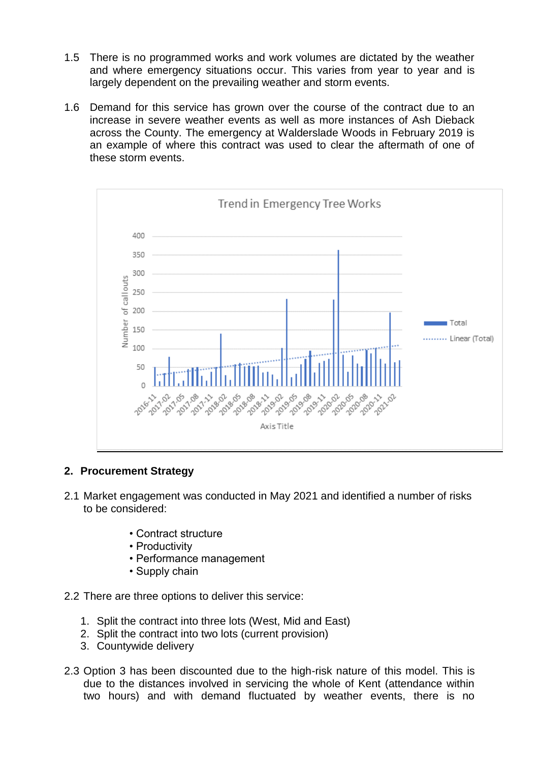1.5 There is no programmed works and work volumes are dictated by the weather and where emergency situations occur. This varies from year to year and is largely dependent on the prevailing weather and storm events.

1.6 Demand for this service has grown over the course of the contract due to an increase in severe weather events as well as more instances of Ash Dieback across the County. The emergency at Walderslade Woods in February 2019 is an example of where this contract was used to clear the aftermath of one of these storm events.

Trend in Emergency Tree Works

## 2. Procurement Strategy

2.1 Market engagement was conducted in May 2021 and identified a number of risks to be considered:

- Contract structure
- Productivity
- Performance management
- Supply chain

2.2 There are three options to deliver this service:

1. Split the contract into three lots (West, Mid and East)
2. Split the contract into two lots (current provision)
3. Countywide delivery

2.3 Option 3 has been discounted due to the high-risk nature of this model. This is due to the distances involved in servicing the whole of Kent (attendance within two hours) and with demand fluctuated by weather events, there is no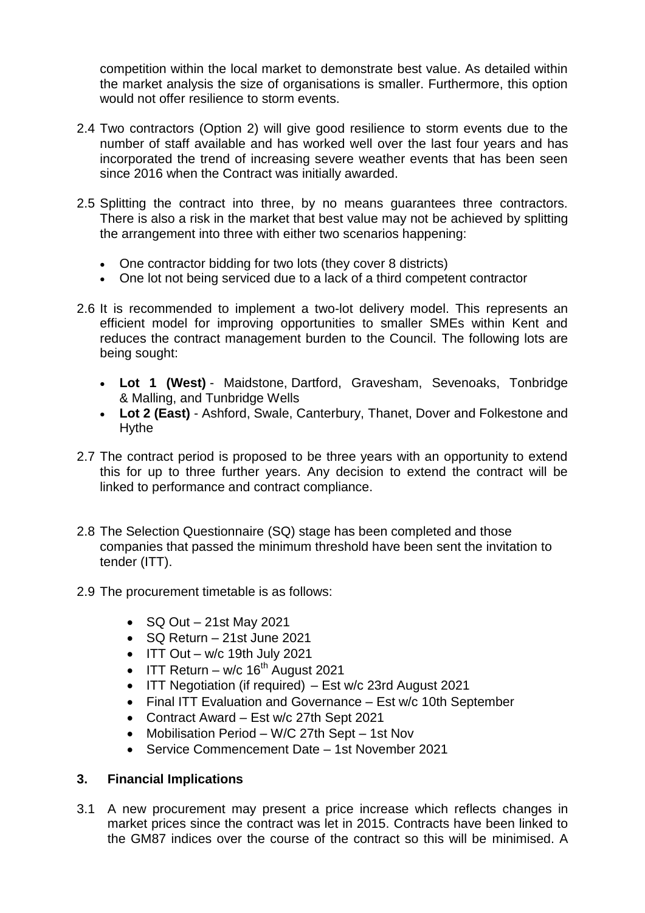competition within the local market to demonstrate best value. As detailed within the market analysis the size of organisations is smaller. Furthermore, this option would not offer resilience to storm events.

2.4 Two contractors (Option 2) will give good resilience to storm events due to the number of staff available and has worked well over the last four years and has incorporated the trend of increasing severe weather events that has been seen since 2016 when the Contract was initially awarded.

2.5 Splitting the contract into three, by no means guarantees three contractors. There is also a risk in the market that best value may not be achieved by splitting the arrangement into three with either two scenarios happening:

- One contractor bidding for two lots (they cover 8 districts)
- One lot not being serviced due to a lack of a third competent contractor

2.6 It is recommended to implement a two-lot delivery model. This represents an efficient model for improving opportunities to smaller SMEs within Kent and reduces the contract management burden to the Council. The following lots are being sought:

- **Lot 1 (West)** - Maidstone, Dartford, Gravesham, Sevenoaks, Tonbridge & Malling, and Tunbridge Wells
- **Lot 2 (East)** - Ashford, Swale, Canterbury, Thanet, Dover and Folkestone and Hythe

2.7 The contract period is proposed to be three years with an opportunity to extend this for up to three further years. Any decision to extend the contract will be linked to performance and contract compliance.

2.8 The Selection Questionnaire (SQ) stage has been completed and those companies that passed the minimum threshold have been sent the invitation to tender (ITT).

2.9 The procurement timetable is as follows:

- SQ Out – 21st May 2021
- SQ Return – 21st June 2021
- ITT Out – w/c 19th July 2021
- ITT Return – w/c 16th August 2021
- ITT Negotiation (if required) – Est w/c 23rd August 2021
- Final ITT Evaluation and Governance – Est w/c 10th September
- Contract Award – Est w/c 27th Sept 2021
- Mobilisation Period – W/C 27th Sept – 1st Nov
- Service Commencement Date – 1st November 2021

## 3. Financial Implications

3.1 A new procurement may present a price increase which reflects changes in market prices since the contract was let in 2015. Contracts have been linked to the GM87 indices over the course of the contract so this will be minimised. A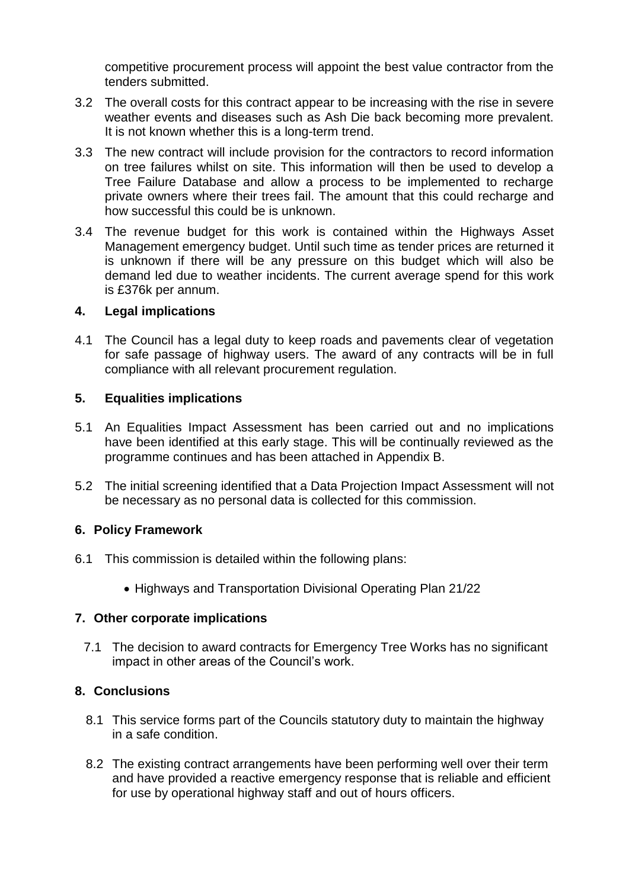competitive procurement process will appoint the best value contractor from the tenders submitted.

3.2 The overall costs for this contract appear to be increasing with the rise in severe weather events and diseases such as Ash Die back becoming more prevalent. It is not known whether this is a long-term trend.

3.3 The new contract will include provision for the contractors to record information on tree failures whilst on site. This information will then be used to develop a Tree Failure Database and allow a process to be implemented to recharge private owners where their trees fail. The amount that this could recharge and how successful this could be is unknown.

3.4 The revenue budget for this work is contained within the Highways Asset Management emergency budget. Until such time as tender prices are returned it is unknown if there will be any pressure on this budget which will also be demand led due to weather incidents. The current average spend for this work is £376k per annum.

## 4. Legal implications

4.1 The Council has a legal duty to keep roads and pavements clear of vegetation for safe passage of highway users. The award of any contracts will be in full compliance with all relevant procurement regulation.

## 5. Equalities implications

5.1 An Equalities Impact Assessment has been carried out and no implications have been identified at this early stage. This will be continually reviewed as the programme continues and has been attached in Appendix B.

5.2 The initial screening identified that a Data Projection Impact Assessment will not be necessary as no personal data is collected for this commission.

## 6. Policy Framework

6.1 This commission is detailed within the following plans:

- Highways and Transportation Divisional Operating Plan 21/22

## 7. Other corporate implications

7.1 The decision to award contracts for Emergency Tree Works has no significant impact in other areas of the Council's work.

## 8. Conclusions

8.1 This service forms part of the Councils statutory duty to maintain the highway in a safe condition.

8.2 The existing contract arrangements have been performing well over their term and have provided a reactive emergency response that is reliable and efficient for use by operational highway staff and out of hours officers.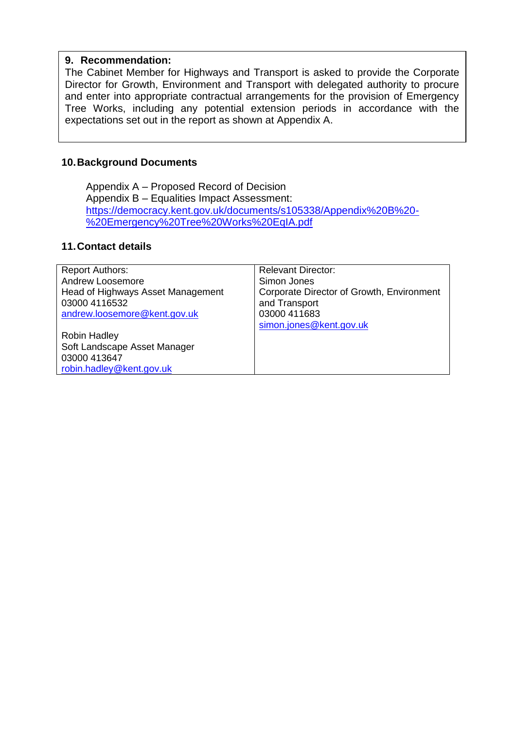## 9. Recommendation:

The Cabinet Member for Highways and Transport is asked to provide the Corporate Director for Growth, Environment and Transport with delegated authority to procure and enter into appropriate contractual arrangements for the provision of Emergency Tree Works, including any potential extension periods in accordance with the expectations set out in the report as shown at Appendix A.

## 10. Background Documents

Appendix A – Proposed Record of Decision
Appendix B – Equalities Impact Assessment:
https://democracy.kent.gov.uk/documents/s105338/Appendix%20B%20-%20Emergency%20Tree%20Works%20EqIA.pdf

## 11. Contact details

| | |
|---|---|
| Report Authors:<br>Andrew Loosemore<br>Head of Highways Asset Management<br>03000 4116532<br>andrew.loosemore@kent.gov.uk<br><br>Robin Hadley<br>Soft Landscape Asset Manager<br>03000 413647<br>robin.hadley@kent.gov.uk | Relevant Director:<br>Simon Jones<br>Corporate Director of Growth, Environment and Transport<br>03000 411683<br>simon.jones@kent.gov.uk |